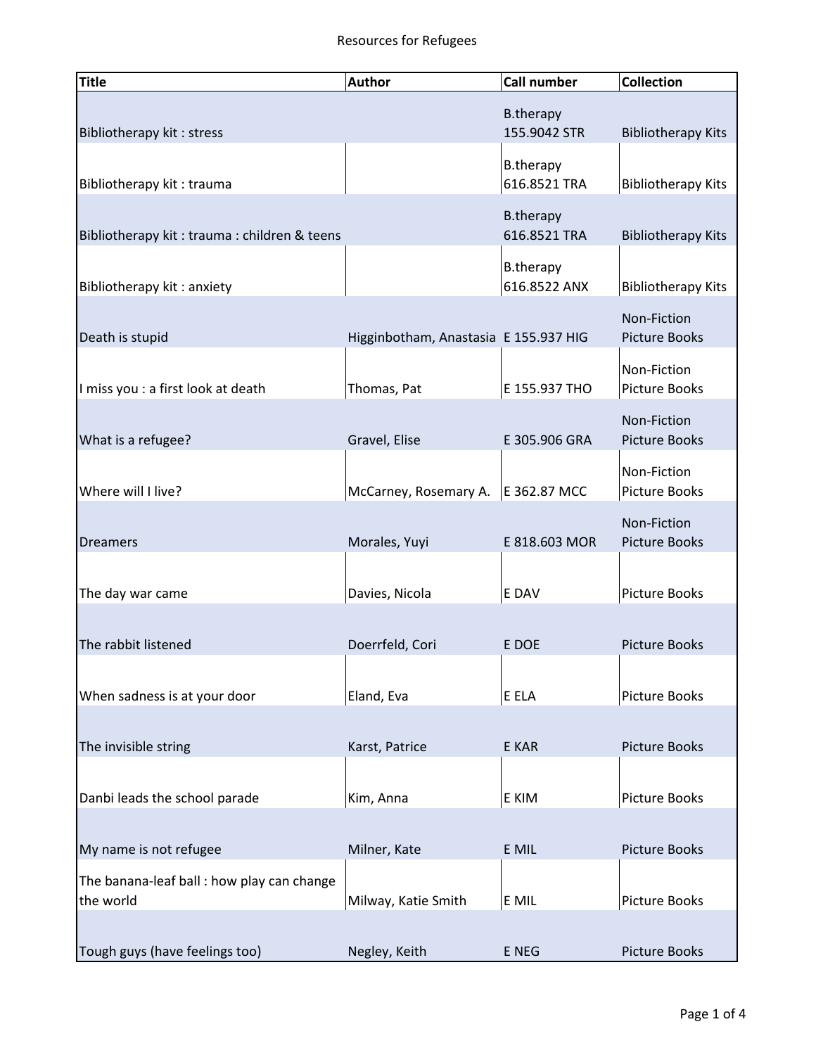# Resources for Refugees

| Title | Author | Call number | Collection |
|---|---|---|---|
| Bibliotherapy kit : stress | | B.therapy 155.9042 STR | Bibliotherapy Kits |
| Bibliotherapy kit : trauma | | B.therapy 616.8521 TRA | Bibliotherapy Kits |
| Bibliotherapy kit : trauma : children & teens | | B.therapy 616.8521 TRA | Bibliotherapy Kits |
| Bibliotherapy kit : anxiety | | B.therapy 616.8522 ANX | Bibliotherapy Kits |
| Death is stupid | Higginbotham, Anastasia | E 155.937 HIG | Non-Fiction Picture Books |
| I miss you : a first look at death | Thomas, Pat | E 155.937 THO | Non-Fiction Picture Books |
| What is a refugee? | Gravel, Elise | E 305.906 GRA | Non-Fiction Picture Books |
| Where will I live? | McCarney, Rosemary A. | E 362.87 MCC | Non-Fiction Picture Books |
| Dreamers | Morales, Yuyi | E 818.603 MOR | Non-Fiction Picture Books |
| The day war came | Davies, Nicola | E DAV | Picture Books |
| The rabbit listened | Doerrfeld, Cori | E DOE | Picture Books |
| When sadness is at your door | Eland, Eva | E ELA | Picture Books |
| The invisible string | Karst, Patrice | E KAR | Picture Books |
| Danbi leads the school parade | Kim, Anna | E KIM | Picture Books |
| My name is not refugee | Milner, Kate | E MIL | Picture Books |
| The banana-leaf ball : how play can change the world | Milway, Katie Smith | E MIL | Picture Books |
| Tough guys (have feelings too) | Negley, Keith | E NEG | Picture Books |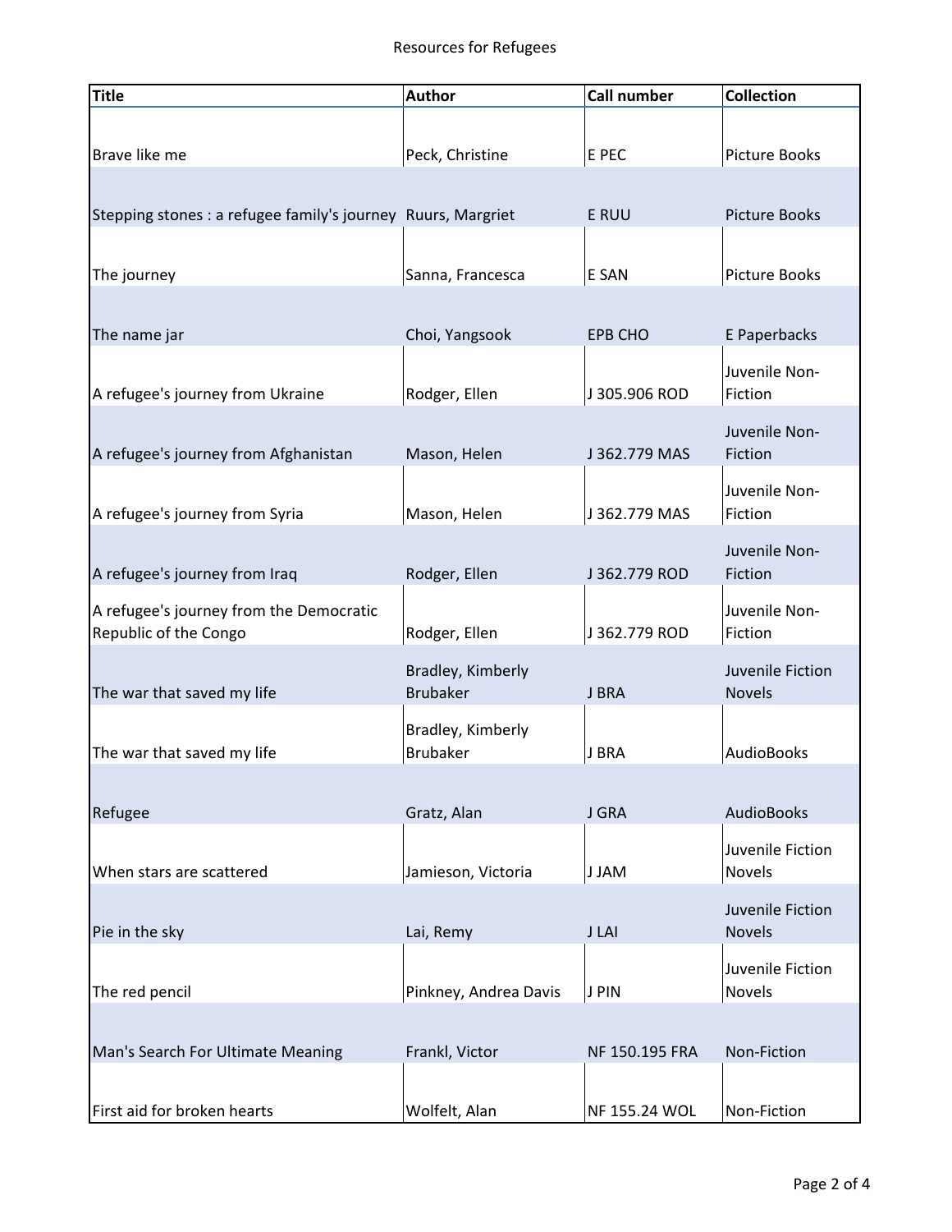Resources for Refugees

| Title | Author | Call number | Collection |
|---|---|---|---|
| Brave like me | Peck, Christine | E PEC | Picture Books |
| Stepping stones : a refugee family's journey | Ruurs, Margriet | E RUU | Picture Books |
| The journey | Sanna, Francesca | E SAN | Picture Books |
| The name jar | Choi, Yangsook | EPB CHO | E Paperbacks |
| A refugee's journey from Ukraine | Rodger, Ellen | J 305.906 ROD | Juvenile Non-Fiction |
| A refugee's journey from Afghanistan | Mason, Helen | J 362.779 MAS | Juvenile Non-Fiction |
| A refugee's journey from Syria | Mason, Helen | J 362.779 MAS | Juvenile Non-Fiction |
| A refugee's journey from Iraq | Rodger, Ellen | J 362.779 ROD | Juvenile Non-Fiction |
| A refugee's journey from the Democratic Republic of the Congo | Rodger, Ellen | J 362.779 ROD | Juvenile Non-Fiction |
| The war that saved my life | Bradley, Kimberly Brubaker | J BRA | Juvenile Fiction Novels |
| The war that saved my life | Bradley, Kimberly Brubaker | J BRA | AudioBooks |
| Refugee | Gratz, Alan | J GRA | AudioBooks |
| When stars are scattered | Jamieson, Victoria | J JAM | Juvenile Fiction Novels |
| Pie in the sky | Lai, Remy | J LAI | Juvenile Fiction Novels |
| The red pencil | Pinkney, Andrea Davis | J PIN | Juvenile Fiction Novels |
| Man's Search For Ultimate Meaning | Frankl, Victor | NF 150.195 FRA | Non-Fiction |
| First aid for broken hearts | Wolfelt, Alan | NF 155.24 WOL | Non-Fiction |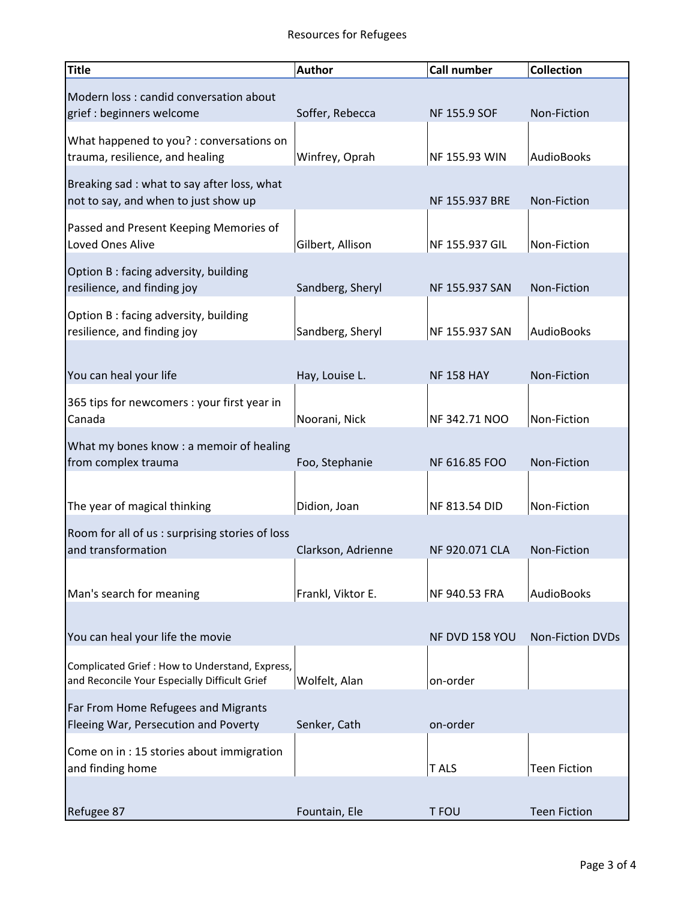| Title | Author | Call number | Collection |
| --- | --- | --- | --- |
| Modern loss : candid conversation about grief : beginners welcome | Soffer, Rebecca | NF 155.9 SOF | Non-Fiction |
| What happened to you? : conversations on trauma, resilience, and healing | Winfrey, Oprah | NF 155.93 WIN | AudioBooks |
| Breaking sad : what to say after loss, what not to say, and when to just show up | | NF 155.937 BRE | Non-Fiction |
| Passed and Present Keeping Memories of Loved Ones Alive | Gilbert, Allison | NF 155.937 GIL | Non-Fiction |
| Option B : facing adversity, building resilience, and finding joy | Sandberg, Sheryl | NF 155.937 SAN | Non-Fiction |
| Option B : facing adversity, building resilience, and finding joy | Sandberg, Sheryl | NF 155.937 SAN | AudioBooks |
| You can heal your life | Hay, Louise L. | NF 158 HAY | Non-Fiction |
| 365 tips for newcomers : your first year in Canada | Noorani, Nick | NF 342.71 NOO | Non-Fiction |
| What my bones know : a memoir of healing from complex trauma | Foo, Stephanie | NF 616.85 FOO | Non-Fiction |
| The year of magical thinking | Didion, Joan | NF 813.54 DID | Non-Fiction |
| Room for all of us : surprising stories of loss and transformation | Clarkson, Adrienne | NF 920.071 CLA | Non-Fiction |
| Man's search for meaning | Frankl, Viktor E. | NF 940.53 FRA | AudioBooks |
| You can heal your life the movie | | NF DVD 158 YOU | Non-Fiction DVDs |
| Complicated Grief : How to Understand, Express, and Reconcile Your Especially Difficult Grief | Wolfelt, Alan | on-order | |
| Far From Home Refugees and Migrants Fleeing War, Persecution and Poverty | Senker, Cath | on-order | |
| Come on in : 15 stories about immigration and finding home | | T ALS | Teen Fiction |
| Refugee 87 | Fountain, Ele | T FOU | Teen Fiction |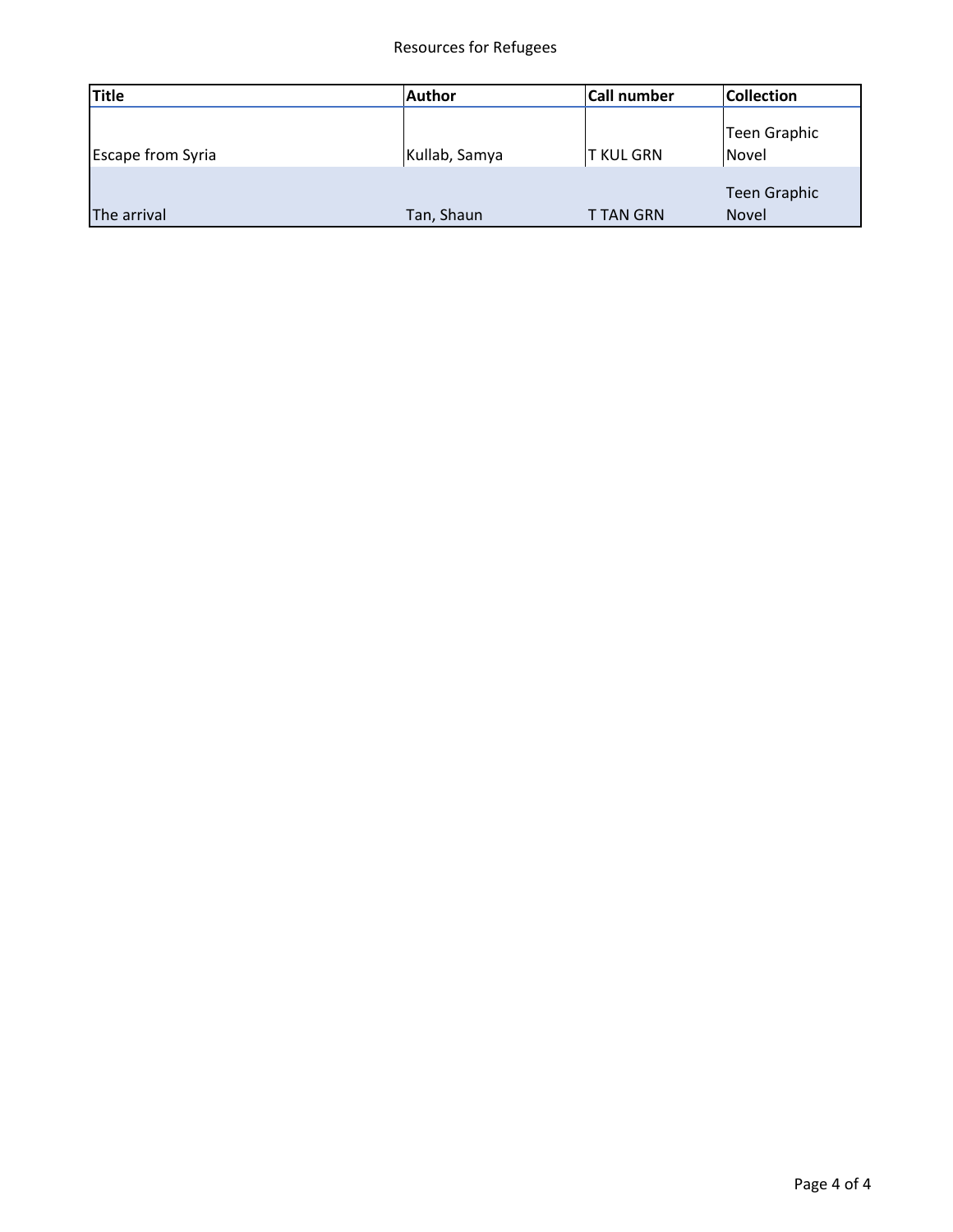| Title | Author | Call number | Collection |
| --- | --- | --- | --- |
| Escape from Syria | Kullab, Samya | T KUL GRN | Teen Graphic Novel |
| The arrival | Tan, Shaun | T TAN GRN | Teen Graphic Novel |